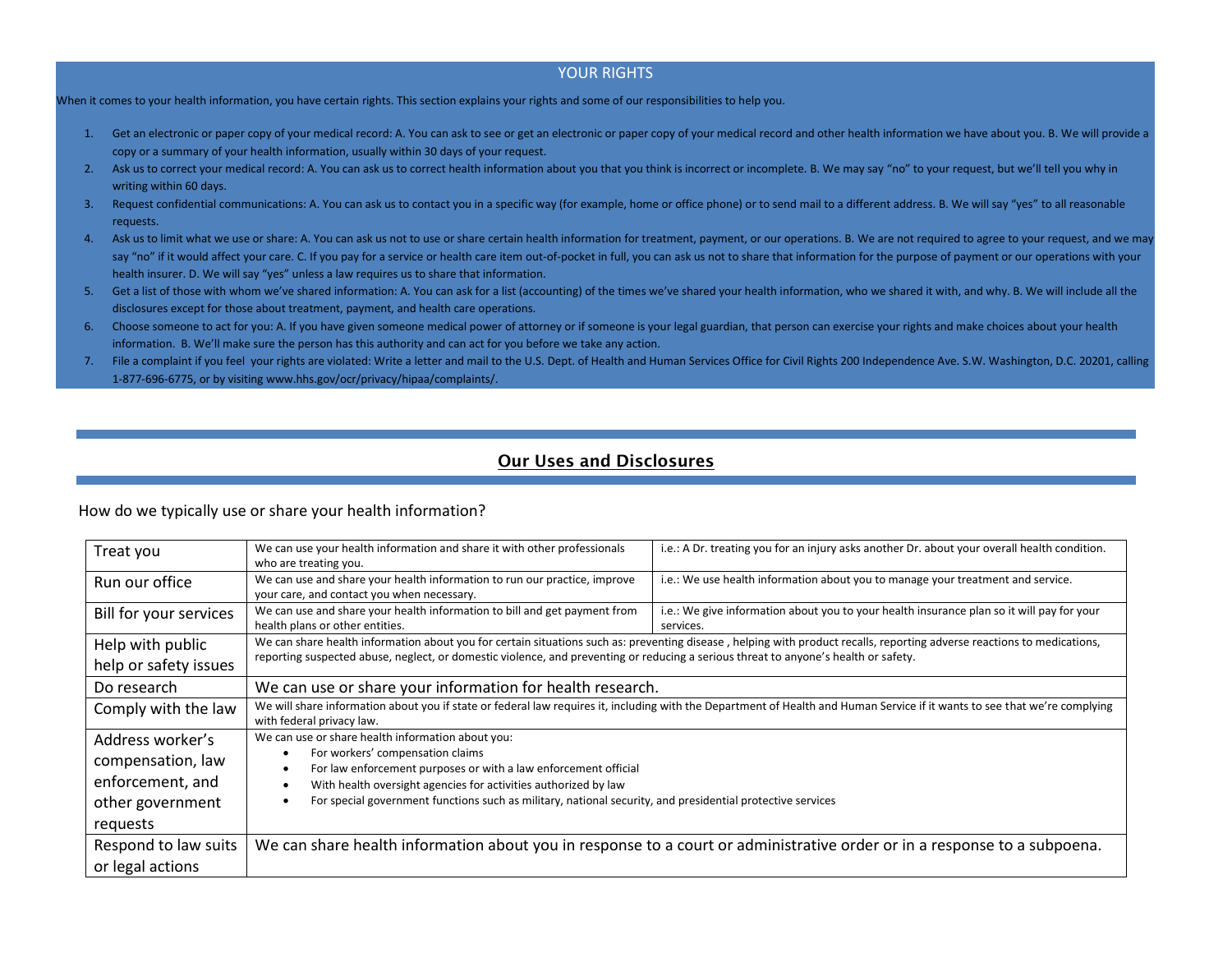## YOUR RIGHTS

When it comes to your health information, you have certain rights. This section explains your rights and some of our responsibilities to help you.

1. Get an electronic or paper copy of your medical record: A. You can ask to see or get an electronic or paper copy of your medical record and other health information we have about you. B. We will provide a copy or a summary of your health information, usually within 30 days of your request.
2. Ask us to correct your medical record: A. You can ask us to correct health information about you that you think is incorrect or incomplete. B. We may say "no" to your request, but we'll tell you why in writing within 60 days.
3. Request confidential communications: A. You can ask us to contact you in a specific way (for example, home or office phone) or to send mail to a different address. B. We will say "yes" to all reasonable requests.
4. Ask us to limit what we use or share: A. You can ask us not to use or share certain health information for treatment, payment, or our operations. B. We are not required to agree to your request, and we may say "no" if it would affect your care. C. If you pay for a service or health care item out-of-pocket in full, you can ask us not to share that information for the purpose of payment or our operations with your health insurer. D. We will say "yes" unless a law requires us to share that information.
5. Get a list of those with whom we've shared information: A. You can ask for a list (accounting) of the times we've shared your health information, who we shared it with, and why. B. We will include all the disclosures except for those about treatment, payment, and health care operations.
6. Choose someone to act for you: A. If you have given someone medical power of attorney or if someone is your legal guardian, that person can exercise your rights and make choices about your health information. B. We'll make sure the person has this authority and can act for you before we take any action.
7. File a complaint if you feel your rights are violated: Write a letter and mail to the U.S. Dept. of Health and Human Services Office for Civil Rights 200 Independence Ave. S.W. Washington, D.C. 20201, calling 1-877-696-6775, or by visiting www.hhs.gov/ocr/privacy/hipaa/complaints/.

## Our Uses and Disclosures

How do we typically use or share your health information?

| | | |
|---|---|---|
| Treat you | We can use your health information and share it with other professionals who are treating you. | i.e.: A Dr. treating you for an injury asks another Dr. about your overall health condition. |
| Run our office | We can use and share your health information to run our practice, improve your care, and contact you when necessary. | i.e.: We use health information about you to manage your treatment and service. |
| Bill for your services | We can use and share your health information to bill and get payment from health plans or other entities. | i.e.: We give information about you to your health insurance plan so it will pay for your services. |
| Help with public help or safety issues | We can share health information about you for certain situations such as: preventing disease , helping with product recalls, reporting adverse reactions to medications, reporting suspected abuse, neglect, or domestic violence, and preventing or reducing a serious threat to anyone's health or safety. | |
| Do research | We can use or share your information for health research. | |
| Comply with the law | We will share information about you if state or federal law requires it, including with the Department of Health and Human Service if it wants to see that we're complying with federal privacy law. | |
| Address worker's compensation, law enforcement, and other government requests | We can use or share health information about you:<br>• For workers' compensation claims<br>• For law enforcement purposes or with a law enforcement official<br>• With health oversight agencies for activities authorized by law<br>• For special government functions such as military, national security, and presidential protective services | |
| Respond to law suits or legal actions | We can share health information about you in response to a court or administrative order or in a response to a subpoena. | |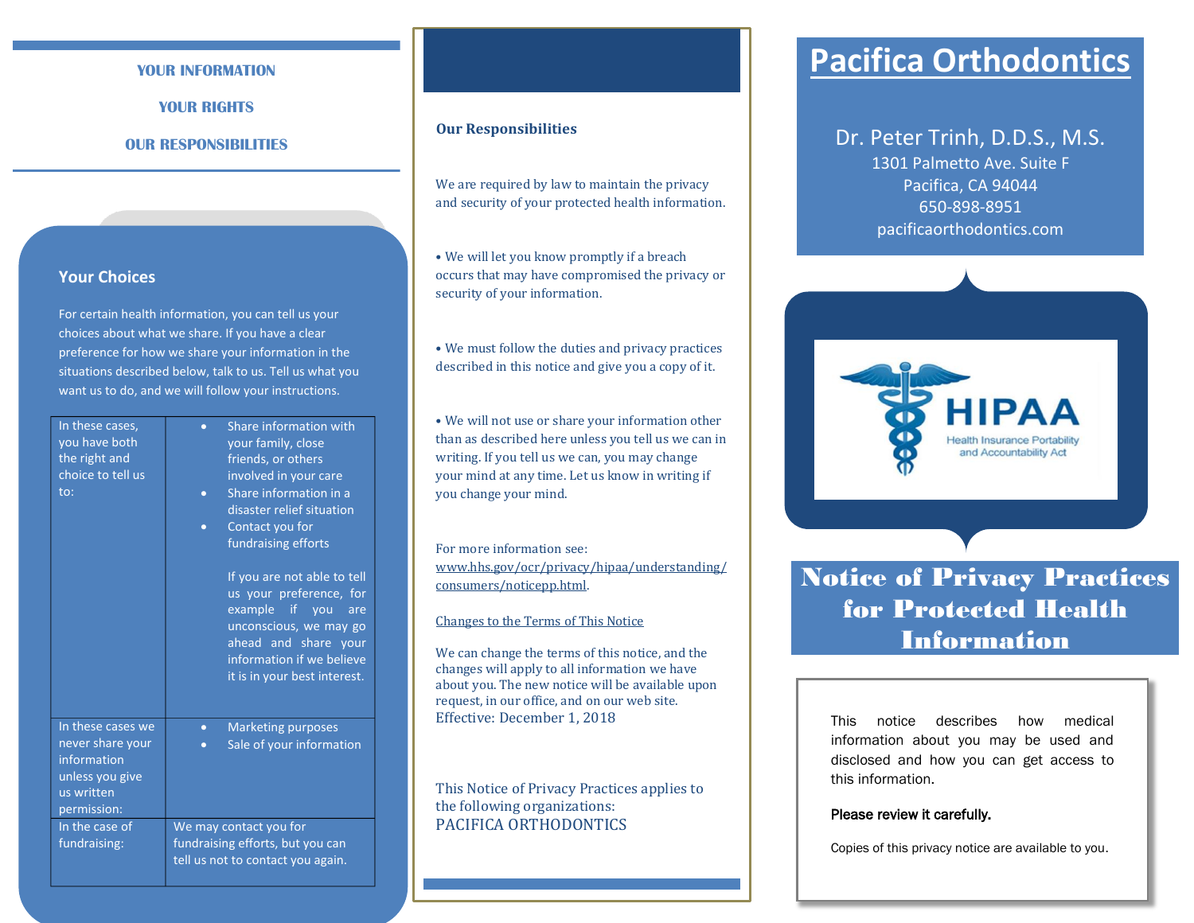YOUR INFORMATION

YOUR RIGHTS

OUR RESPONSIBILITIES

## Your Choices

For certain health information, you can tell us your choices about what we share. If you have a clear preference for how we share your information in the situations described below, talk to us. Tell us what you want us to do, and we will follow your instructions.

| | |
|---|---|
| In these cases, you have both the right and choice to tell us to: | • Share information with your family, close friends, or others involved in your care<br>• Share information in a disaster relief situation<br>• Contact you for fundraising efforts<br><br>If you are not able to tell us your preference, for example if you are unconscious, we may go ahead and share your information if we believe it is in your best interest. |
| In these cases we never share your information unless you give us written permission: | • Marketing purposes<br>• Sale of your information |
| In the case of fundraising: | We may contact you for fundraising efforts, but you can tell us not to contact you again. |

### Our Responsibilities

We are required by law to maintain the privacy and security of your protected health information.

- We will let you know promptly if a breach occurs that may have compromised the privacy or security of your information.
- We must follow the duties and privacy practices described in this notice and give you a copy of it.
- We will not use or share your information other than as described here unless you tell us we can in writing. If you tell us we can, you may change your mind at any time. Let us know in writing if you change your mind.

For more information see: www.hhs.gov/ocr/privacy/hipaa/understanding/consumers/noticepp.html.

Changes to the Terms of This Notice

We can change the terms of this notice, and the changes will apply to all information we have about you. The new notice will be available upon request, in our office, and on our web site.
Effective: December 1, 2018

This Notice of Privacy Practices applies to the following organizations:
PACIFICA ORTHODONTICS

# Pacifica Orthodontics

Dr. Peter Trinh, D.D.S., M.S.
1301 Palmetto Ave. Suite F
Pacifica, CA 94044
650-898-8951
pacificaorthodontics.com

HIPAA
Health Insurance Portability and Accountability Act

# Notice of Privacy Practices for Protected Health Information

This notice describes how medical information about you may be used and disclosed and how you can get access to this information.

**Please review it carefully.**

Copies of this privacy notice are available to you.